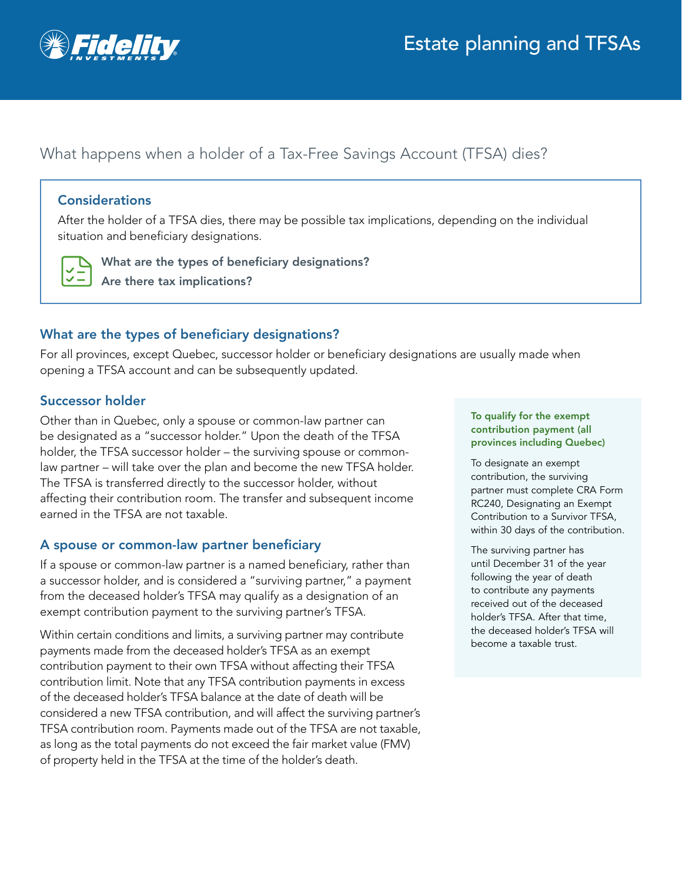# Estate planning and TFSAs

## What happens when a holder of a Tax-Free Savings Account (TFSA) dies?

### Considerations

After the holder of a TFSA dies, there may be possible tax implications, depending on the individual situation and beneficiary designations.

- **What are the types of beneficiary designations?**
- **Are there tax implications?**

## What are the types of beneficiary designations?

For all provinces, except Quebec, successor holder or beneficiary designations are usually made when opening a TFSA account and can be subsequently updated.

### Successor holder

Other than in Quebec, only a spouse or common-law partner can be designated as a "successor holder." Upon the death of the TFSA holder, the TFSA successor holder – the surviving spouse or common-law partner – will take over the plan and become the new TFSA holder. The TFSA is transferred directly to the successor holder, without affecting their contribution room. The transfer and subsequent income earned in the TFSA are not taxable.

### A spouse or common-law partner beneficiary

If a spouse or common-law partner is a named beneficiary, rather than a successor holder, and is considered a "surviving partner," a payment from the deceased holder's TFSA may qualify as a designation of an exempt contribution payment to the surviving partner's TFSA.

Within certain conditions and limits, a surviving partner may contribute payments made from the deceased holder's TFSA as an exempt contribution payment to their own TFSA without affecting their TFSA contribution limit. Note that any TFSA contribution payments in excess of the deceased holder's TFSA balance at the date of death will be considered a new TFSA contribution, and will affect the surviving partner's TFSA contribution room. Payments made out of the TFSA are not taxable, as long as the total payments do not exceed the fair market value (FMV) of property held in the TFSA at the time of the holder's death.

**To qualify for the exempt contribution payment (all provinces including Quebec)**

To designate an exempt contribution, the surviving partner must complete CRA Form RC240, Designating an Exempt Contribution to a Survivor TFSA, within 30 days of the contribution.

The surviving partner has until December 31 of the year following the year of death to contribute any payments received out of the deceased holder's TFSA. After that time, the deceased holder's TFSA will become a taxable trust.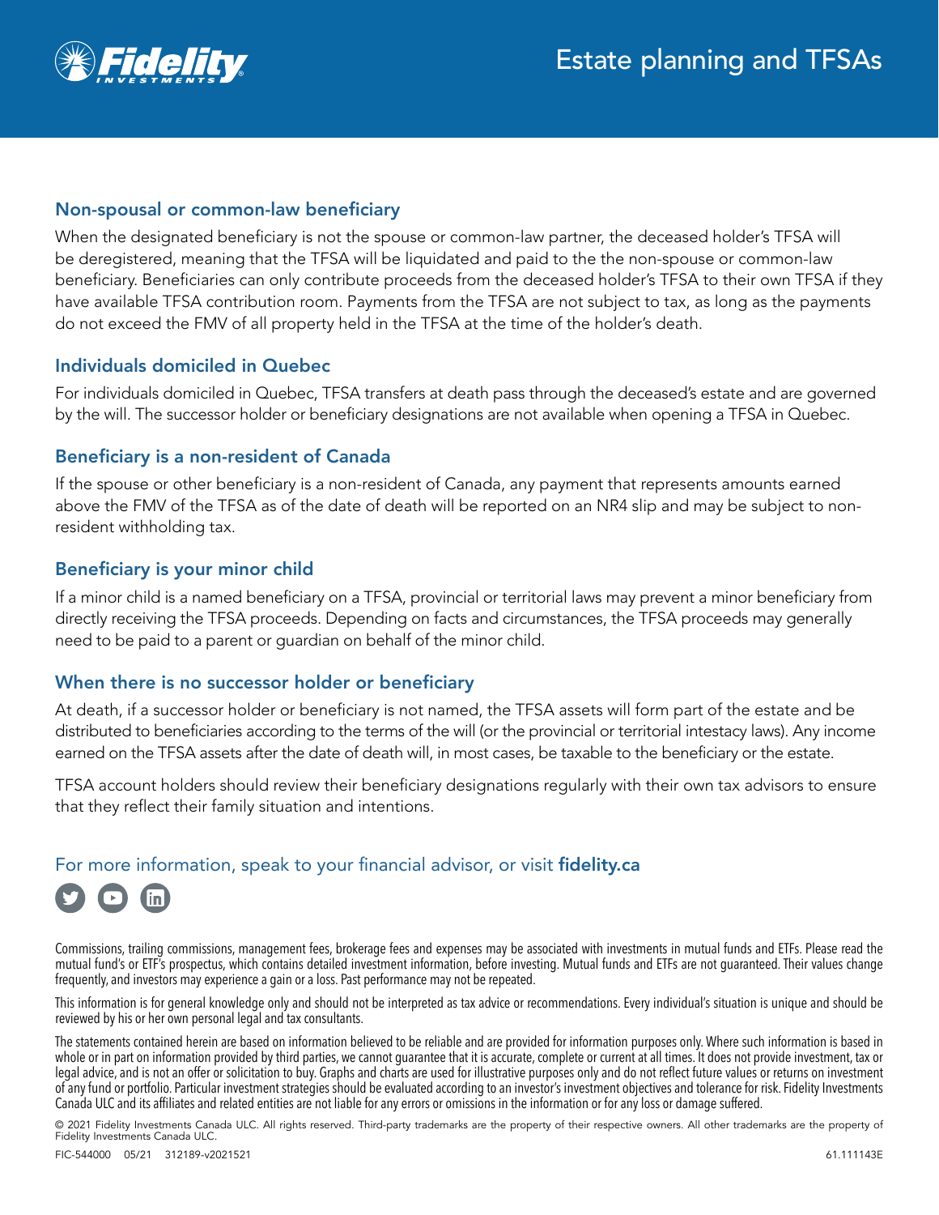## Non-spousal or common-law beneficiary

When the designated beneficiary is not the spouse or common-law partner, the deceased holder's TFSA will be deregistered, meaning that the TFSA will be liquidated and paid to the the non-spouse or common-law beneficiary. Beneficiaries can only contribute proceeds from the deceased holder's TFSA to their own TFSA if they have available TFSA contribution room. Payments from the TFSA are not subject to tax, as long as the payments do not exceed the FMV of all property held in the TFSA at the time of the holder's death.

## Individuals domiciled in Quebec

For individuals domiciled in Quebec, TFSA transfers at death pass through the deceased's estate and are governed by the will. The successor holder or beneficiary designations are not available when opening a TFSA in Quebec.

## Beneficiary is a non-resident of Canada

If the spouse or other beneficiary is a non-resident of Canada, any payment that represents amounts earned above the FMV of the TFSA as of the date of death will be reported on an NR4 slip and may be subject to non-resident withholding tax.

## Beneficiary is your minor child

If a minor child is a named beneficiary on a TFSA, provincial or territorial laws may prevent a minor beneficiary from directly receiving the TFSA proceeds. Depending on facts and circumstances, the TFSA proceeds may generally need to be paid to a parent or guardian on behalf of the minor child.

## When there is no successor holder or beneficiary

At death, if a successor holder or beneficiary is not named, the TFSA assets will form part of the estate and be distributed to beneficiaries according to the terms of the will (or the provincial or territorial intestacy laws). Any income earned on the TFSA assets after the date of death will, in most cases, be taxable to the beneficiary or the estate.

TFSA account holders should review their beneficiary designations regularly with their own tax advisors to ensure that they reflect their family situation and intentions.

For more information, speak to your financial advisor, or visit **fidelity.ca**

Commissions, trailing commissions, management fees, brokerage fees and expenses may be associated with investments in mutual funds and ETFs. Please read the mutual fund's or ETF's prospectus, which contains detailed investment information, before investing. Mutual funds and ETFs are not guaranteed. Their values change frequently, and investors may experience a gain or a loss. Past performance may not be repeated.

This information is for general knowledge only and should not be interpreted as tax advice or recommendations. Every individual's situation is unique and should be reviewed by his or her own personal legal and tax consultants.

The statements contained herein are based on information believed to be reliable and are provided for information purposes only. Where such information is based in whole or in part on information provided by third parties, we cannot guarantee that it is accurate, complete or current at all times. It does not provide investment, tax or legal advice, and is not an offer or solicitation to buy. Graphs and charts are used for illustrative purposes only and do not reflect future values or returns on investment of any fund or portfolio. Particular investment strategies should be evaluated according to an investor's investment objectives and tolerance for risk. Fidelity Investments Canada ULC and its affiliates and related entities are not liable for any errors or omissions in the information or for any loss or damage suffered.

© 2021 Fidelity Investments Canada ULC. All rights reserved. Third-party trademarks are the property of their respective owners. All other trademarks are the property of Fidelity Investments Canada ULC.

FIC-544000 05/21 312189-v2021521 61.111143E